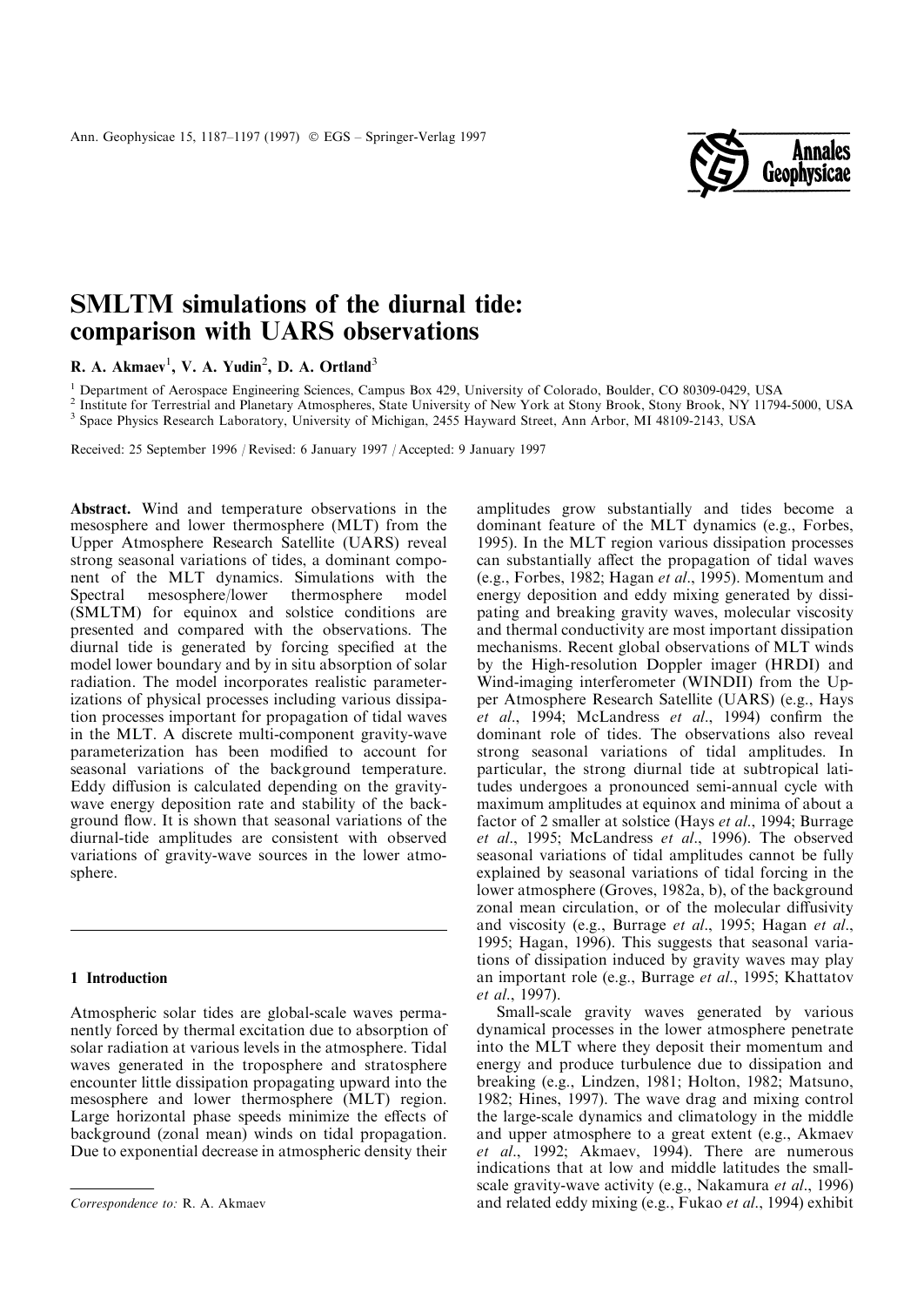# SMLTM simulations of the diurnal tide: comparison with UARS observations

**R. A. Akmaev**[1], **V. A. Yudin**[2], **D. A. Ortland**[3]

[1] Department of Aerospace Engineering Sciences, Campus Box 429, University of Colorado, Boulder, CO 80309-0429, USA
[2] Institute for Terrestrial and Planetary Atmospheres, State University of New York at Stony Brook, Stony Brook, NY 11794-5000, USA
[3] Space Physics Research Laboratory, University of Michigan, 2455 Hayward Street, Ann Arbor, MI 48109-2143, USA

Received: 25 September 1996 / Revised: 6 January 1997 / Accepted: 9 January 1997

**Abstract.** Wind and temperature observations in the mesosphere and lower thermosphere (MLT) from the Upper Atmosphere Research Satellite (UARS) reveal strong seasonal variations of tides, a dominant component of the MLT dynamics. Simulations with the Spectral mesosphere/lower thermosphere model (SMLTM) for equinox and solstice conditions are presented and compared with the observations. The diurnal tide is generated by forcing specified at the model lower boundary and by in situ absorption of solar radiation. The model incorporates realistic parameterizations of physical processes including various dissipation processes important for propagation of tidal waves in the MLT. A discrete multi-component gravity-wave parameterization has been modified to account for seasonal variations of the background temperature. Eddy diffusion is calculated depending on the gravity-wave energy deposition rate and stability of the background flow. It is shown that seasonal variations of the diurnal-tide amplitudes are consistent with observed variations of gravity-wave sources in the lower atmosphere.

## 1 Introduction

Atmospheric solar tides are global-scale waves permanently forced by thermal excitation due to absorption of solar radiation at various levels in the atmosphere. Tidal waves generated in the troposphere and stratosphere encounter little dissipation propagating upward into the mesosphere and lower thermosphere (MLT) region. Large horizontal phase speeds minimize the effects of background (zonal mean) winds on tidal propagation. Due to exponential decrease in atmospheric density their amplitudes grow substantially and tides become a dominant feature of the MLT dynamics (e.g., Forbes, 1995). In the MLT region various dissipation processes can substantially affect the propagation of tidal waves (e.g., Forbes, 1982; Hagan *et al*., 1995). Momentum and energy deposition and eddy mixing generated by dissipating and breaking gravity waves, molecular viscosity and thermal conductivity are most important dissipation mechanisms. Recent global observations of MLT winds by the High-resolution Doppler imager (HRDI) and Wind-imaging interferometer (WINDII) from the Upper Atmosphere Research Satellite (UARS) (e.g., Hays *et al*., 1994; McLandress *et al*., 1994) confirm the dominant role of tides. The observations also reveal strong seasonal variations of tidal amplitudes. In particular, the strong diurnal tide at subtropical latitudes undergoes a pronounced semi-annual cycle with maximum amplitudes at equinox and minima of about a factor of 2 smaller at solstice (Hays *et al*., 1994; Burrage *et al*., 1995; McLandress *et al*., 1996). The observed seasonal variations of tidal amplitudes cannot be fully explained by seasonal variations of tidal forcing in the lower atmosphere (Groves, 1982a, b), of the background zonal mean circulation, or of the molecular diffusivity and viscosity (e.g., Burrage *et al*., 1995; Hagan *et al*., 1995; Hagan, 1996). This suggests that seasonal variations of dissipation induced by gravity waves may play an important role (e.g., Burrage *et al*., 1995; Khattatov *et al*., 1997).

Small-scale gravity waves generated by various dynamical processes in the lower atmosphere penetrate into the MLT where they deposit their momentum and energy and produce turbulence due to dissipation and breaking (e.g., Lindzen, 1981; Holton, 1982; Matsuno, 1982; Hines, 1997). The wave drag and mixing control the large-scale dynamics and climatology in the middle and upper atmosphere to a great extent (e.g., Akmaev *et al*., 1992; Akmaev, 1994). There are numerous indications that at low and middle latitudes the small-scale gravity-wave activity (e.g., Nakamura *et al*., 1996) and related eddy mixing (e.g., Fukao *et al*., 1994) exhibit

*Correspondence to:* R. A. Akmaev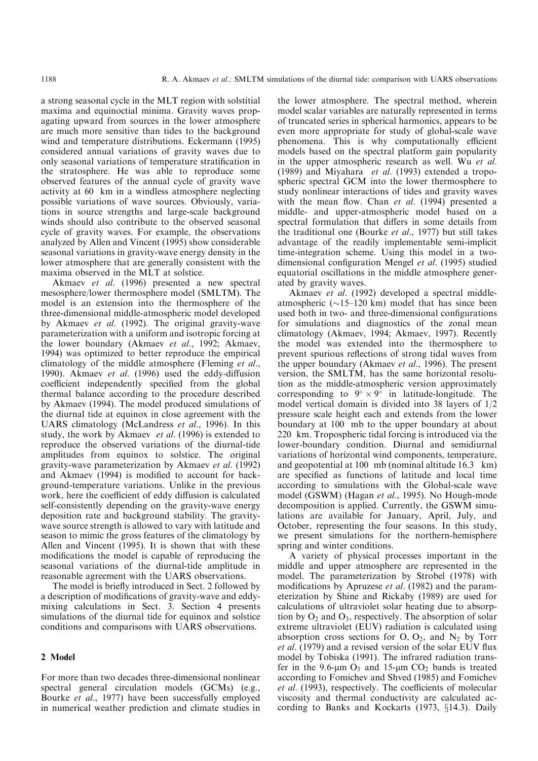a strong seasonal cycle in the MLT region with solstitial maxima and equinoctial minima. Gravity waves propagating upward from sources in the lower atmosphere are much more sensitive than tides to the background wind and temperature distributions. Eckermann (1995) considered annual variations of gravity waves due to only seasonal variations of temperature stratification in the stratosphere. He was able to reproduce some observed features of the annual cycle of gravity wave activity at 60 km in a windless atmosphere neglecting possible variations of wave sources. Obviously, variations in source strengths and large-scale background winds should also contribute to the observed seasonal cycle of gravity waves. For example, the observations analyzed by Allen and Vincent (1995) show considerable seasonal variations in gravity-wave energy density in the lower atmosphere that are generally consistent with the maxima observed in the MLT at solstice.

Akmaev *et al.* (1996) presented a new spectral mesosphere/lower thermosphere model (SMLTM). The model is an extension into the thermosphere of the three-dimensional middle-atmospheric model developed by Akmaev *et al.* (1992). The original gravity-wave parameterization with a uniform and isotropic forcing at the lower boundary (Akmaev *et al.*, 1992; Akmaev, 1994) was optimized to better reproduce the empirical climatology of the middle atmosphere (Fleming *et al.*, 1990). Akmaev *et al.* (1996) used the eddy-diffusion coefficient independently specified from the global thermal balance according to the procedure described by Akmaev (1994). The model produced simulations of the diurnal tide at equinox in close agreement with the UARS climatology (McLandress *et al.*, 1996). In this study, the work by Akmaev *et al.* (1996) is extended to reproduce the observed variations of the diurnal-tide amplitudes from equinox to solstice. The original gravity-wave parameterization by Akmaev *et al.* (1992) and Akmaev (1994) is modified to account for background-temperature variations. Unlike in the previous work, here the coefficient of eddy diffusion is calculated self-consistently depending on the gravity-wave energy deposition rate and background stability. The gravity-wave source strength is allowed to vary with latitude and season to mimic the gross features of the climatology by Allen and Vincent (1995). It is shown that with these modifications the model is capable of reproducing the seasonal variations of the diurnal-tide amplitude in reasonable agreement with the UARS observations.

The model is briefly introduced in Sect. 2 followed by a description of modifications of gravity-wave and eddy-mixing calculations in Sect. 3. Section 4 presents simulations of the diurnal tide for equinox and solstice conditions and comparisons with UARS observations.

## 2 Model

For more than two decades three-dimensional nonlinear spectral general circulation models (GCMs) (e.g., Bourke *et al.*, 1977) have been successfully employed in numerical weather prediction and climate studies in the lower atmosphere. The spectral method, wherein model scalar variables are naturally represented in terms of truncated series in spherical harmonics, appears to be even more appropriate for study of global-scale wave phenomena. This is why computationally efficient models based on the spectral platform gain popularity in the upper atmospheric research as well. Wu *et al.* (1989) and Miyahara *et al.* (1993) extended a tropospheric spectral GCM into the lower thermosphere to study nonlinear interactions of tides and gravity waves with the mean flow. Chan *et al.* (1994) presented a middle- and upper-atmospheric model based on a spectral formulation that differs in some details from the traditional one (Bourke *et al.*, 1977) but still takes advantage of the readily implementable semi-implicit time-integration scheme. Using this model in a two-dimensional configuration Mengel *et al.* (1995) studied equatorial oscillations in the middle atmosphere generated by gravity waves.

Akmaev *et al.* (1992) developed a spectral middle-atmospheric (~15–120 km) model that has since been used both in two- and three-dimensional configurations for simulations and diagnostics of the zonal mean climatology (Akmaev, 1994; Akmaev, 1997). Recently the model was extended into the thermosphere to prevent spurious reflections of strong tidal waves from the upper boundary (Akmaev *et al.*, 1996). The present version, the SMLTM, has the same horizontal resolution as the middle-atmospheric version approximately corresponding to $9^\circ \times 9^\circ$ in latitude-longitude. The model vertical domain is divided into 38 layers of 1/2 pressure scale height each and extends from the lower boundary at 100 mb to the upper boundary at about 220 km. Tropospheric tidal forcing is introduced via the lower-boundary condition. Diurnal and semidiurnal variations of horizontal wind components, temperature, and geopotential at 100 mb (nominal altitude 16.3 km) are specified as functions of latitude and local time according to simulations with the Global-scale wave model (GSWM) (Hagan *et al.*, 1995). No Hough-mode decomposition is applied. Currently, the GSWM simulations are available for January, April, July, and October, representing the four seasons. In this study, we present simulations for the northern-hemisphere spring and winter conditions.

A variety of physical processes important in the middle and upper atmosphere are represented in the model. The parameterization by Strobel (1978) with modifications by Apruzese *et al.* (1982) and the parameterization by Shine and Rickaby (1989) are used for calculations of ultraviolet solar heating due to absorption by $O_2$ and $O_3$, respectively. The absorption of solar extreme ultraviolet (EUV) radiation is calculated using absorption cross sections for O, $O_2$, and $N_2$ by Torr *et al.* (1979) and a revised version of the solar EUV flux model by Tobiska (1991). The infrared radiation transfer in the 9.6-μm $O_3$ and 15-μm $CO_2$ bands is treated according to Fomichev and Shved (1985) and Fomichev *et al.* (1993), respectively. The coefficients of molecular viscosity and thermal conductivity are calculated according to Banks and Kockarts (1973, §14.3). Daily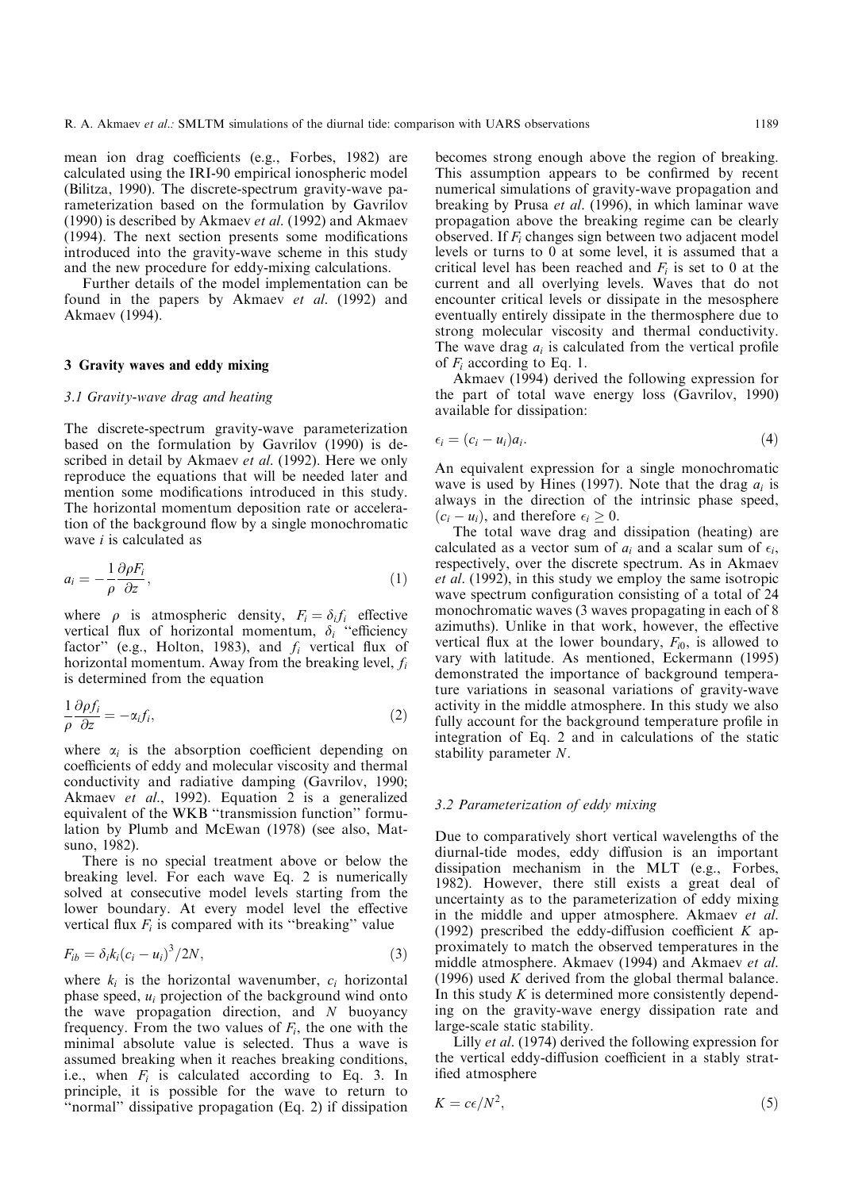mean ion drag coefficients (e.g., Forbes, 1982) are calculated using the IRI-90 empirical ionospheric model (Bilitza, 1990). The discrete-spectrum gravity-wave parameterization based on the formulation by Gavrilov (1990) is described by Akmaev *et al.* (1992) and Akmaev (1994). The next section presents some modifications introduced into the gravity-wave scheme in this study and the new procedure for eddy-mixing calculations.

Further details of the model implementation can be found in the papers by Akmaev *et al.* (1992) and Akmaev (1994).

## 3 Gravity waves and eddy mixing

### 3.1 Gravity-wave drag and heating

The discrete-spectrum gravity-wave parameterization based on the formulation by Gavrilov (1990) is described in detail by Akmaev *et al.* (1992). Here we only reproduce the equations that will be needed later and mention some modifications introduced in this study. The horizontal momentum deposition rate or acceleration of the background flow by a single monochromatic wave $i$ is calculated as

$$a_i = -\frac{1}{\rho}\frac{\partial \rho F_i}{\partial z}, \tag{1}$$

where $\rho$ is atmospheric density, $F_i = \delta_i f_i$ effective vertical flux of horizontal momentum, $\delta_i$ "efficiency factor" (e.g., Holton, 1983), and $f_i$ vertical flux of horizontal momentum. Away from the breaking level, $f_i$ is determined from the equation

$$\frac{1}{\rho}\frac{\partial \rho f_i}{\partial z} = -\alpha_i f_i, \tag{2}$$

where $\alpha_i$ is the absorption coefficient depending on coefficients of eddy and molecular viscosity and thermal conductivity and radiative damping (Gavrilov, 1990; Akmaev *et al.*, 1992). Equation 2 is a generalized equivalent of the WKB "transmission function" formulation by Plumb and McEwan (1978) (see also, Matsuno, 1982).

There is no special treatment above or below the breaking level. For each wave Eq. 2 is numerically solved at consecutive model levels starting from the lower boundary. At every model level the effective vertical flux $F_i$ is compared with its "breaking" value

$$F_{ib} = \delta_i k_i (c_i - u_i)^3 / 2N, \tag{3}$$

where $k_i$ is the horizontal wavenumber, $c_i$ horizontal phase speed, $u_i$ projection of the background wind onto the wave propagation direction, and $N$ buoyancy frequency. From the two values of $F_i$, the one with the minimal absolute value is selected. Thus a wave is assumed breaking when it reaches breaking conditions, i.e., when $F_i$ is calculated according to Eq. 3. In principle, it is possible for the wave to return to "normal" dissipative propagation (Eq. 2) if dissipation becomes strong enough above the region of breaking. This assumption appears to be confirmed by recent numerical simulations of gravity-wave propagation and breaking by Prusa *et al.* (1996), in which laminar wave propagation above the breaking regime can be clearly observed. If $F_i$ changes sign between two adjacent model levels or turns to 0 at some level, it is assumed that a critical level has been reached and $F_i$ is set to 0 at the current and all overlying levels. Waves that do not encounter critical levels or dissipate in the mesosphere eventually entirely dissipate in the thermosphere due to strong molecular viscosity and thermal conductivity. The wave drag $a_i$ is calculated from the vertical profile of $F_i$ according to Eq. 1.

Akmaev (1994) derived the following expression for the part of total wave energy loss (Gavrilov, 1990) available for dissipation:

$$\epsilon_i = (c_i - u_i) a_i. \tag{4}$$

An equivalent expression for a single monochromatic wave is used by Hines (1997). Note that the drag $a_i$ is always in the direction of the intrinsic phase speed, $(c_i - u_i)$, and therefore $\epsilon_i \geq 0$.

The total wave drag and dissipation (heating) are calculated as a vector sum of $a_i$ and a scalar sum of $\epsilon_i$, respectively, over the discrete spectrum. As in Akmaev *et al.* (1992), in this study we employ the same isotropic wave spectrum configuration consisting of a total of 24 monochromatic waves (3 waves propagating in each of 8 azimuths). Unlike in that work, however, the effective vertical flux at the lower boundary, $F_{i0}$, is allowed to vary with latitude. As mentioned, Eckermann (1995) demonstrated the importance of background temperature variations in seasonal variations of gravity-wave activity in the middle atmosphere. In this study we also fully account for the background temperature profile in integration of Eq. 2 and in calculations of the static stability parameter $N$.

### 3.2 Parameterization of eddy mixing

Due to comparatively short vertical wavelengths of the diurnal-tide modes, eddy diffusion is an important dissipation mechanism in the MLT (e.g., Forbes, 1982). However, there still exists a great deal of uncertainty as to the parameterization of eddy mixing in the middle and upper atmosphere. Akmaev *et al.* (1992) prescribed the eddy-diffusion coefficient $K$ approximately to match the observed temperatures in the middle atmosphere. Akmaev (1994) and Akmaev *et al.* (1996) used $K$ derived from the global thermal balance. In this study $K$ is determined more consistently depending on the gravity-wave energy dissipation rate and large-scale static stability.

Lilly *et al.* (1974) derived the following expression for the vertical eddy-diffusion coefficient in a stably stratified atmosphere

$$K = c\epsilon / N^2, \tag{5}$$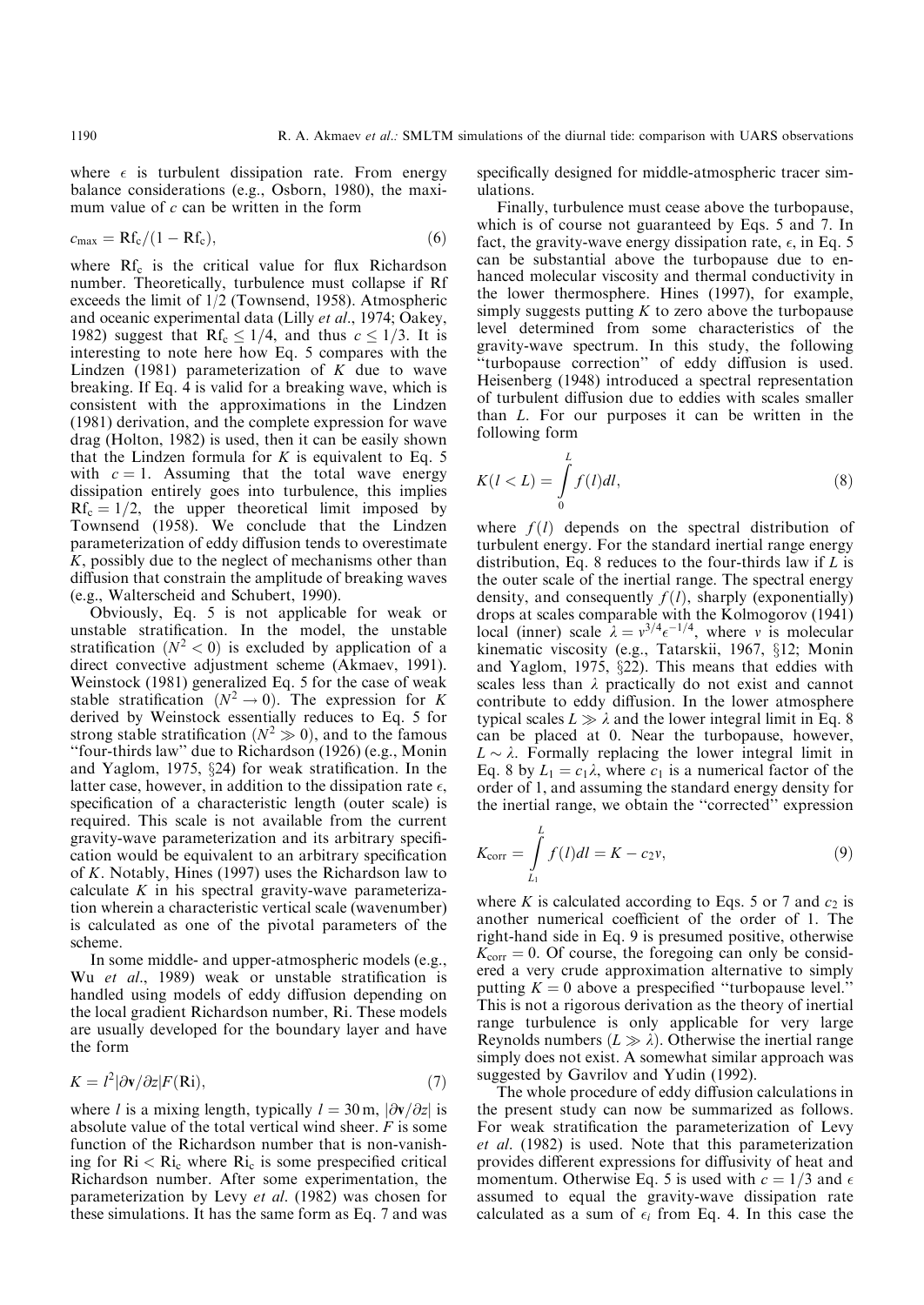where $\epsilon$ is turbulent dissipation rate. From energy balance considerations (e.g., Osborn, 1980), the maximum value of $c$ can be written in the form

$$c_{\max} = \mathrm{Rf_c}/(1 - \mathrm{Rf_c}), \tag{6}$$

where $\mathrm{Rf_c}$ is the critical value for flux Richardson number. Theoretically, turbulence must collapse if Rf exceeds the limit of 1/2 (Townsend, 1958). Atmospheric and oceanic experimental data (Lilly *et al*., 1974; Oakey, 1982) suggest that $\mathrm{Rf_c} \leq 1/4$, and thus $c \leq 1/3$. It is interesting to note here how Eq. 5 compares with the Lindzen (1981) parameterization of $K$ due to wave breaking. If Eq. 4 is valid for a breaking wave, which is consistent with the approximations in the Lindzen (1981) derivation, and the complete expression for wave drag (Holton, 1982) is used, then it can be easily shown that the Lindzen formula for $K$ is equivalent to Eq. 5 with $c = 1$. Assuming that the total wave energy dissipation entirely goes into turbulence, this implies $\mathrm{Rf_c} = 1/2$, the upper theoretical limit imposed by Townsend (1958). We conclude that the Lindzen parameterization of eddy diffusion tends to overestimate $K$, possibly due to the neglect of mechanisms other than diffusion that constrain the amplitude of breaking waves (e.g., Walterscheid and Schubert, 1990).

Obviously, Eq. 5 is not applicable for weak or unstable stratification. In the model, the unstable stratification ($N^2 < 0$) is excluded by application of a direct convective adjustment scheme (Akmaev, 1991). Weinstock (1981) generalized Eq. 5 for the case of weak stable stratification ($N^2 \to 0$). The expression for $K$ derived by Weinstock essentially reduces to Eq. 5 for strong stable stratification ($N^2 \gg 0$), and to the famous "four-thirds law" due to Richardson (1926) (e.g., Monin and Yaglom, 1975, §24) for weak stratification. In the latter case, however, in addition to the dissipation rate $\epsilon$, specification of a characteristic length (outer scale) is required. This scale is not available from the current gravity-wave parameterization and its arbitrary specification would be equivalent to an arbitrary specification of $K$. Notably, Hines (1997) uses the Richardson law to calculate $K$ in his spectral gravity-wave parameterization wherein a characteristic vertical scale (wavenumber) is calculated as one of the pivotal parameters of the scheme.

In some middle- and upper-atmospheric models (e.g., Wu *et al*., 1989) weak or unstable stratification is handled using models of eddy diffusion depending on the local gradient Richardson number, Ri. These models are usually developed for the boundary layer and have the form

$$K = l^2 |\partial \mathbf{v}/\partial z| F(\mathrm{Ri}), \tag{7}$$

where $l$ is a mixing length, typically $l = 30\,\mathrm{m}$, $|\partial \mathbf{v}/\partial z|$ is absolute value of the total vertical wind sheer. $F$ is some function of the Richardson number that is non-vanishing for $\mathrm{Ri} < \mathrm{Ri_c}$ where $\mathrm{Ri_c}$ is some prespecified critical Richardson number. After some experimentation, the parameterization by Levy *et al*. (1982) was chosen for these simulations. It has the same form as Eq. 7 and was specifically designed for middle-atmospheric tracer simulations.

Finally, turbulence must cease above the turbopause, which is of course not guaranteed by Eqs. 5 and 7. In fact, the gravity-wave energy dissipation rate, $\epsilon$, in Eq. 5 can be substantial above the turbopause due to enhanced molecular viscosity and thermal conductivity in the lower thermosphere. Hines (1997), for example, simply suggests putting $K$ to zero above the turbopause level determined from some characteristics of the gravity-wave spectrum. In this study, the following "turbopause correction" of eddy diffusion is used. Heisenberg (1948) introduced a spectral representation of turbulent diffusion due to eddies with scales smaller than $L$. For our purposes it can be written in the following form

$$K(l < L) = \int_0^L f(l)dl, \tag{8}$$

where $f(l)$ depends on the spectral distribution of turbulent energy. For the standard inertial range energy distribution, Eq. 8 reduces to the four-thirds law if $L$ is the outer scale of the inertial range. The spectral energy density, and consequently $f(l)$, sharply (exponentially) drops at scales comparable with the Kolmogorov (1941) local (inner) scale $\lambda = v^{3/4}\epsilon^{-1/4}$, where $v$ is molecular kinematic viscosity (e.g., Tatarskii, 1967, §12; Monin and Yaglom, 1975, §22). This means that eddies with scales less than $\lambda$ practically do not exist and cannot contribute to eddy diffusion. In the lower atmosphere typical scales $L \gg \lambda$ and the lower integral limit in Eq. 8 can be placed at 0. Near the turbopause, however, $L \sim \lambda$. Formally replacing the lower integral limit in Eq. 8 by $L_1 = c_1\lambda$, where $c_1$ is a numerical factor of the order of 1, and assuming the standard energy density for the inertial range, we obtain the "corrected" expression

$$K_{\mathrm{corr}} = \int_{L_1}^L f(l)dl = K - c_2 v, \tag{9}$$

where $K$ is calculated according to Eqs. 5 or 7 and $c_2$ is another numerical coefficient of the order of 1. The right-hand side in Eq. 9 is presumed positive, otherwise $K_{\mathrm{corr}} = 0$. Of course, the foregoing can only be considered a very crude approximation alternative to simply putting $K = 0$ above a prespecified "turbopause level." This is not a rigorous derivation as the theory of inertial range turbulence is only applicable for very large Reynolds numbers ($L \gg \lambda$). Otherwise the inertial range simply does not exist. A somewhat similar approach was suggested by Gavrilov and Yudin (1992).

The whole procedure of eddy diffusion calculations in the present study can now be summarized as follows. For weak stratification the parameterization of Levy *et al*. (1982) is used. Note that this parameterization provides different expressions for diffusivity of heat and momentum. Otherwise Eq. 5 is used with $c = 1/3$ and $\epsilon$ assumed to equal the gravity-wave dissipation rate calculated as a sum of $\epsilon_i$ from Eq. 4. In this case the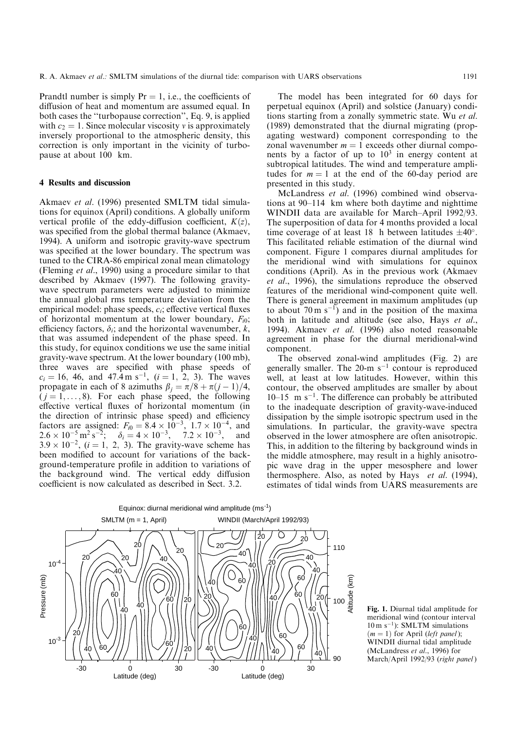Prandtl number is simply $\mathrm{Pr} = 1$, i.e., the coefficients of diffusion of heat and momentum are assumed equal. In both cases the "turbopause correction", Eq. 9, is applied with $c_2 = 1$. Since molecular viscosity $\nu$ is approximately inversely proportional to the atmospheric density, this correction is only important in the vicinity of turbopause at about 100 km.

## 4 Results and discussion

Akmaev *et al*. (1996) presented SMLTM tidal simulations for equinox (April) conditions. A globally uniform vertical profile of the eddy-diffusion coefficient, $K(z)$, was specified from the global thermal balance (Akmaev, 1994). A uniform and isotropic gravity-wave spectrum was specified at the lower boundary. The spectrum was tuned to the CIRA-86 empirical zonal mean climatology (Fleming *et al*., 1990) using a procedure similar to that described by Akmaev (1997). The following gravity-wave spectrum parameters were adjusted to minimize the annual global rms temperature deviation from the empirical model: phase speeds, $c_i$; effective vertical fluxes of horizontal momentum at the lower boundary, $F_{i0}$; efficiency factors, $\delta_i$; and the horizontal wavenumber, $k$, that was assumed independent of the phase speed. In this study, for equinox conditions we use the same initial gravity-wave spectrum. At the lower boundary (100 mb), three waves are specified with phase speeds of $c_i = 16$, 46, and $47.4\,\mathrm{m\,s^{-1}}$, $(i = 1, 2, 3)$. The waves propagate in each of 8 azimuths $\beta_j = \pi/8 + \pi(j-1)/4$, $(j = 1, \ldots, 8)$. For each phase speed, the following effective vertical fluxes of horizontal momentum (in the direction of intrinsic phase speed) and efficiency factors are assigned: $F_{i0} = 8.4 \times 10^{-3}$, $1.7 \times 10^{-4}$, and $2.6 \times 10^{-5}\,\mathrm{m^2\,s^{-2}}$; $\delta_i = 4 \times 10^{-3}$, $7.2 \times 10^{-3}$, and $3.9 \times 10^{-2}$, $(i = 1, 2, 3)$. The gravity-wave scheme has been modified to account for variations of the background-temperature profile in addition to variations of the background wind. The vertical eddy diffusion coefficient is now calculated as described in Sect. 3.2.

The model has been integrated for 60 days for perpetual equinox (April) and solstice (January) conditions starting from a zonally symmetric state. Wu *et al*. (1989) demonstrated that the diurnal migrating (propagating westward) component corresponding to the zonal wavenumber $m = 1$ exceeds other diurnal components by a factor of up to $10^3$ in energy content at subtropical latitudes. The wind and temperature amplitudes for $m = 1$ at the end of the 60-day period are presented in this study.

McLandress *et al*. (1996) combined wind observations at 90–114 km where both daytime and nighttime WINDII data are available for March–April 1992/93. The superposition of data for 4 months provided a local time coverage of at least 18 h between latitudes $\pm 40^\circ$. This facilitated reliable estimation of the diurnal wind component. Figure 1 compares diurnal amplitudes for the meridional wind with simulations for equinox conditions (April). As in the previous work (Akmaev *et al*., 1996), the simulations reproduce the observed features of the meridional wind-component quite well. There is general agreement in maximum amplitudes (up to about $70\,\mathrm{m\,s^{-1}}$) and in the position of the maxima both in latitude and altitude (see also, Hays *et al*., 1994). Akmaev *et al*. (1996) also noted reasonable agreement in phase for the diurnal meridional-wind component.

The observed zonal-wind amplitudes (Fig. 2) are generally smaller. The 20-$\mathrm{m\,s^{-1}}$ contour is reproduced well, at least at low latitudes. However, within this contour, the observed amplitudes are smaller by about 10–15 $\mathrm{m\,s^{-1}}$. The difference can probably be attributed to the inadequate description of gravity-wave-induced dissipation by the simple isotropic spectrum used in the simulations. In particular, the gravity-wave spectra observed in the lower atmosphere are often anisotropic. This, in addition to the filtering by background winds in the middle atmosphere, may result in a highly anisotropic wave drag in the upper mesosphere and lower thermosphere. Also, as noted by Hays *et al*. (1994), estimates of tidal winds from UARS measurements are

**Fig. 1.** Diurnal tidal amplitude for meridional wind (contour interval $10\,\mathrm{m\,s^{-1}}$): SMLTM simulations ($m = 1$) for April (*left panel*); WINDII diurnal tidal amplitude (McLandress *et al*., 1996) for March/April 1992/93 (*right panel*)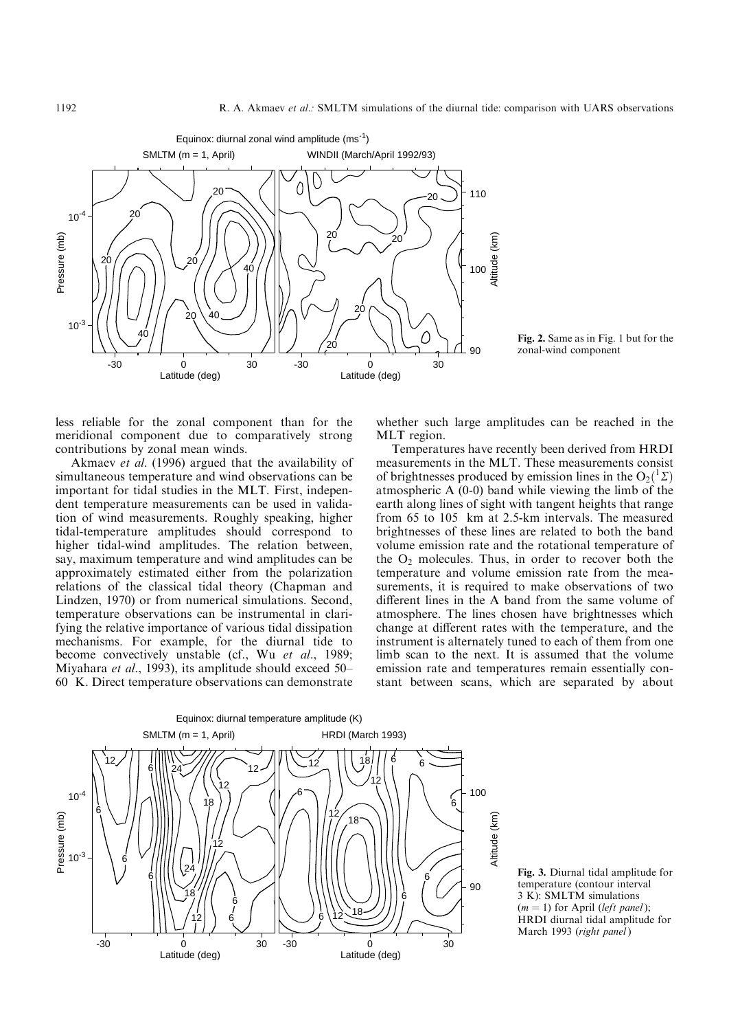Fig. 2. Same as in Fig. 1 but for the zonal-wind component

less reliable for the zonal component than for the meridional component due to comparatively strong contributions by zonal mean winds.

Akmaev *et al*. (1996) argued that the availability of simultaneous temperature and wind observations can be important for tidal studies in the MLT. First, independent temperature measurements can be used in validation of wind measurements. Roughly speaking, higher tidal-temperature amplitudes should correspond to higher tidal-wind amplitudes. The relation between, say, maximum temperature and wind amplitudes can be approximately estimated either from the polarization relations of the classical tidal theory (Chapman and Lindzen, 1970) or from numerical simulations. Second, temperature observations can be instrumental in clarifying the relative importance of various tidal dissipation mechanisms. For example, for the diurnal tide to become convectively unstable (cf., Wu *et al*., 1989; Miyahara *et al*., 1993), its amplitude should exceed 50–60 K. Direct temperature observations can demonstrate whether such large amplitudes can be reached in the MLT region.

Temperatures have recently been derived from HRDI measurements in the MLT. These measurements consist of brightnesses produced by emission lines in the $O_2(^1\Sigma)$ atmospheric A (0-0) band while viewing the limb of the earth along lines of sight with tangent heights that range from 65 to 105 km at 2.5-km intervals. The measured brightnesses of these lines are related to both the band volume emission rate and the rotational temperature of the $O_2$ molecules. Thus, in order to recover both the temperature and volume emission rate from the measurements, it is required to make observations of two different lines in the A band from the same volume of atmosphere. The lines chosen have brightnesses which change at different rates with the temperature, and the instrument is alternately tuned to each of them from one limb scan to the next. It is assumed that the volume emission rate and temperatures remain essentially constant between scans, which are separated by about

Fig. 3. Diurnal tidal amplitude for temperature (contour interval 3 K): SMLTM simulations ($m = 1$) for April (*left panel*); HRDI diurnal tidal amplitude for March 1993 (*right panel*)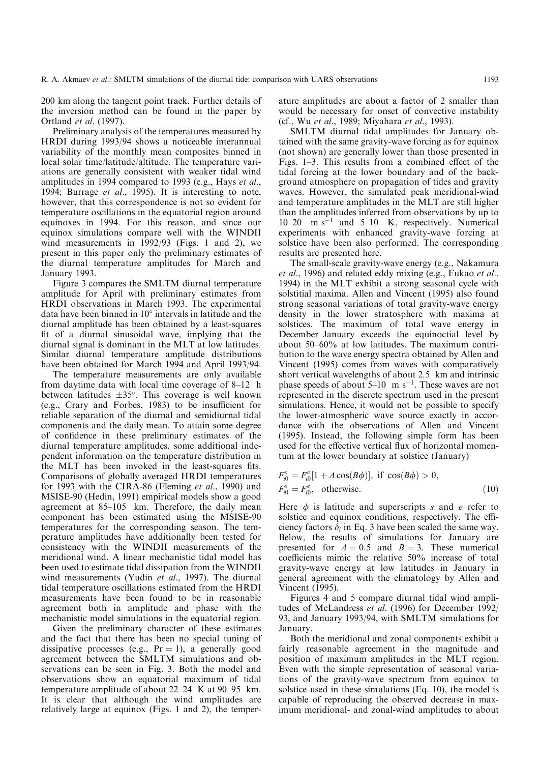200 km along the tangent point track. Further details of the inversion method can be found in the paper by Ortland *et al*. (1997).

Preliminary analysis of the temperatures measured by HRDI during 1993/94 shows a noticeable interannual variability of the monthly mean composites binned in local solar time/latitude/altitude. The temperature variations are generally consistent with weaker tidal wind amplitudes in 1994 compared to 1993 (e.g., Hays *et al*., 1994; Burrage *et al*., 1995). It is interesting to note, however, that this correspondence is not so evident for temperature oscillations in the equatorial region around equinoxes in 1994. For this reason, and since our equinox simulations compare well with the WINDII wind measurements in 1992/93 (Figs. 1 and 2), we present in this paper only the preliminary estimates of the diurnal temperature amplitudes for March and January 1993.

Figure 3 compares the SMLTM diurnal temperature amplitude for April with preliminary estimates from HRDI observations in March 1993. The experimental data have been binned in 10° intervals in latitude and the diurnal amplitude has been obtained by a least-squares fit of a diurnal sinusoidal wave, implying that the diurnal signal is dominant in the MLT at low latitudes. Similar diurnal temperature amplitude distributions have been obtained for March 1994 and April 1993/94.

The temperature measurements are only available from daytime data with local time coverage of 8–12 h between latitudes ±35°. This coverage is well known (e.g., Crary and Forbes, 1983) to be insufficient for reliable separation of the diurnal and semidiurnal tidal components and the daily mean. To attain some degree of confidence in these preliminary estimates of the diurnal temperature amplitudes, some additional independent information on the temperature distribution in the MLT has been invoked in the least-squares fits. Comparisons of globally averaged HRDI temperatures for 1993 with the CIRA-86 (Fleming *et al*., 1990) and MSISE-90 (Hedin, 1991) empirical models show a good agreement at 85–105 km. Therefore, the daily mean component has been estimated using the MSISE-90 temperatures for the corresponding season. The temperature amplitudes have additionally been tested for consistency with the WINDII measurements of the meridional wind. A linear mechanistic tidal model has been used to estimate tidal dissipation from the WINDII wind measurements (Yudin *et al*., 1997). The diurnal tidal temperature oscillations estimated from the HRDI measurements have been found to be in reasonable agreement both in amplitude and phase with the mechanistic model simulations in the equatorial region.

Given the preliminary character of these estimates and the fact that there has been no special tuning of dissipative processes (e.g., Pr = 1), a generally good agreement between the SMLTM simulations and observations can be seen in Fig. 3. Both the model and observations show an equatorial maximum of tidal temperature amplitude of about 22–24 K at 90–95 km. It is clear that although the wind amplitudes are relatively large at equinox (Figs. 1 and 2), the temperature amplitudes are about a factor of 2 smaller than would be necessary for onset of convective instability (cf., Wu *et al*., 1989; Miyahara *et al*., 1993).

SMLTM diurnal tidal amplitudes for January obtained with the same gravity-wave forcing as for equinox (not shown) are generally lower than those presented in Figs. 1–3. This results from a combined effect of the tidal forcing at the lower boundary and of the background atmosphere on propagation of tides and gravity waves. However, the simulated peak meridional-wind and temperature amplitudes in the MLT are still higher than the amplitudes inferred from observations by up to 10–20 m s$^{-1}$ and 5–10 K, respectively. Numerical experiments with enhanced gravity-wave forcing at solstice have been also performed. The corresponding results are presented here.

The small-scale gravity-wave energy (e.g., Nakamura *et al*., 1996) and related eddy mixing (e.g., Fukao *et al*., 1994) in the MLT exhibit a strong seasonal cycle with solstitial maxima. Allen and Vincent (1995) also found strong seasonal variations of total gravity-wave energy density in the lower stratosphere with maxima at solstices. The maximum of total wave energy in December–January exceeds the equinoctial level by about 50–60% at low latitudes. The maximum contribution to the wave energy spectra obtained by Allen and Vincent (1995) comes from waves with comparatively short vertical wavelengths of about 2.5 km and intrinsic phase speeds of about 5–10 m s$^{-1}$. These waves are not represented in the discrete spectrum used in the present simulations. Hence, it would not be possible to specify the lower-atmospheric wave source exactly in accordance with the observations of Allen and Vincent (1995). Instead, the following simple form has been used for the effective vertical flux of horizontal momentum at the lower boundary at solstice (January)

$$
\begin{aligned}
&F_{i0}^{s} = F_{i0}^{e}[1 + A\cos(B\phi)], \text{ if } \cos(B\phi) > 0, \\
&F_{i0}^{s} = F_{i0}^{e}, \quad \text{otherwise.}
\end{aligned}
\tag{10}
$$

Here $\phi$ is latitude and superscripts $s$ and $e$ refer to solstice and equinox conditions, respectively. The efficiency factors $\delta_i$ in Eq. 3 have been scaled the same way. Below, the results of simulations for January are presented for $A = 0.5$ and $B = 3$. These numerical coefficients mimic the relative 50% increase of total gravity-wave energy at low latitudes in January in general agreement with the climatology by Allen and Vincent (1995).

Figures 4 and 5 compare diurnal tidal wind amplitudes of McLandress *et al*. (1996) for December 1992/93, and January 1993/94, with SMLTM simulations for January.

Both the meridional and zonal components exhibit a fairly reasonable agreement in the magnitude and position of maximum amplitudes in the MLT region. Even with the simple representation of seasonal variations of the gravity-wave spectrum from equinox to solstice used in these simulations (Eq. 10), the model is capable of reproducing the observed decrease in maximum meridional- and zonal-wind amplitudes to about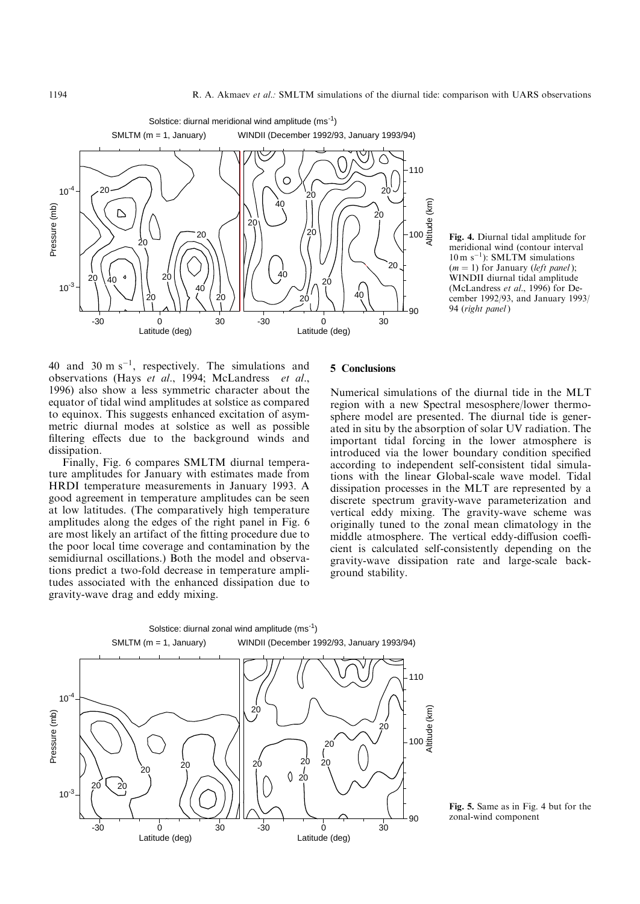40 and 30 m s$^{-1}$, respectively. The simulations and observations (Hays *et al*., 1994; McLandress *et al*., 1996) also show a less symmetric character about the equator of tidal wind amplitudes at solstice as compared to equinox. This suggests enhanced excitation of asymmetric diurnal modes at solstice as well as possible filtering effects due to the background winds and dissipation.

Finally, Fig. 6 compares SMLTM diurnal temperature amplitudes for January with estimates made from HRDI temperature measurements in January 1993. A good agreement in temperature amplitudes can be seen at low latitudes. (The comparatively high temperature amplitudes along the edges of the right panel in Fig. 6 are most likely an artifact of the fitting procedure due to the poor local time coverage and contamination by the semidiurnal oscillations.) Both the model and observations predict a two-fold decrease in temperature amplitudes associated with the enhanced dissipation due to gravity-wave drag and eddy mixing.

## 5 Conclusions

Numerical simulations of the diurnal tide in the MLT region with a new Spectral mesosphere/lower thermosphere model are presented. The diurnal tide is generated in situ by the absorption of solar UV radiation. The important tidal forcing in the lower atmosphere is introduced via the lower boundary condition specified according to independent self-consistent tidal simulations with the linear Global-scale wave model. Tidal dissipation processes in the MLT are represented by a discrete spectrum gravity-wave parameterization and vertical eddy mixing. The gravity-wave scheme was originally tuned to the zonal mean climatology in the middle atmosphere. The vertical eddy-diffusion coefficient is calculated self-consistently depending on the gravity-wave dissipation rate and large-scale background stability.

**Fig. 4.** Diurnal tidal amplitude for meridional wind (contour interval 10 m s$^{-1}$): SMLTM simulations ($m = 1$) for January (*left panel*); WINDII diurnal tidal amplitude (McLandress *et al*., 1996) for December 1992/93, and January 1993/94 (*right panel*)

**Fig. 5.** Same as in Fig. 4 but for the zonal-wind component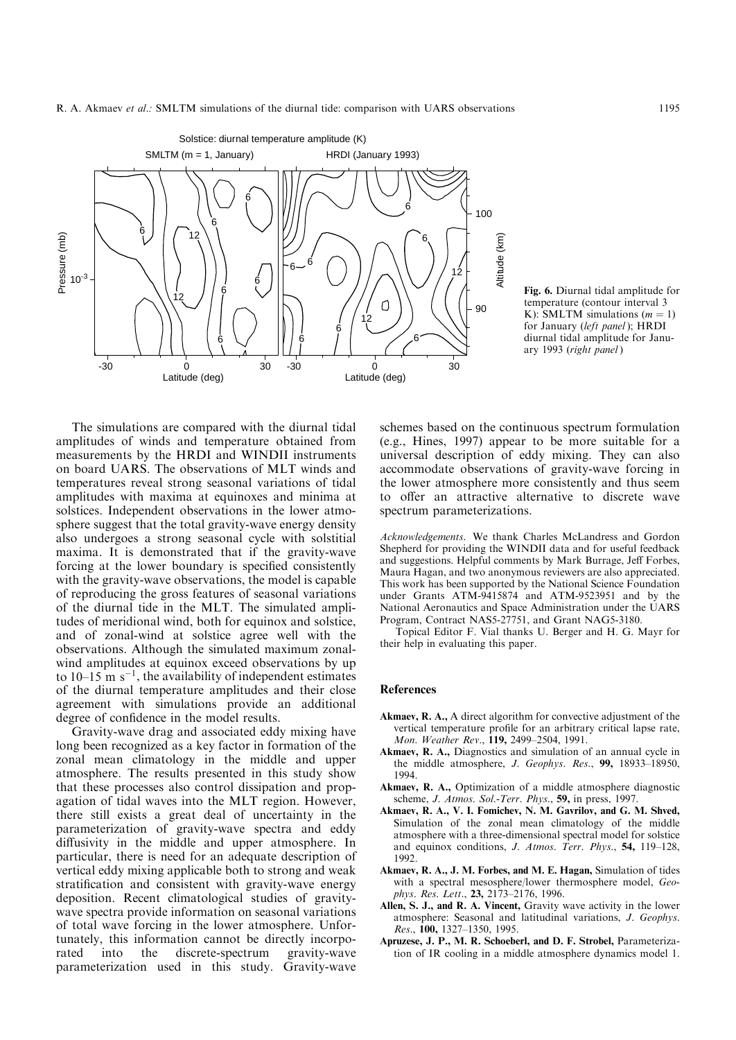Fig. 6. Diurnal tidal amplitude for temperature (contour interval 3 K): SMLTM simulations ($m = 1$) for January (*left panel*); HRDI diurnal tidal amplitude for January 1993 (*right panel*)

The simulations are compared with the diurnal tidal amplitudes of winds and temperature obtained from measurements by the HRDI and WINDII instruments on board UARS. The observations of MLT winds and temperatures reveal strong seasonal variations of tidal amplitudes with maxima at equinoxes and minima at solstices. Independent observations in the lower atmosphere suggest that the total gravity-wave energy density also undergoes a strong seasonal cycle with solstitial maxima. It is demonstrated that if the gravity-wave forcing at the lower boundary is specified consistently with the gravity-wave observations, the model is capable of reproducing the gross features of seasonal variations of the diurnal tide in the MLT. The simulated amplitudes of meridional wind, both for equinox and solstice, and of zonal-wind at solstice agree well with the observations. Although the simulated maximum zonal-wind amplitudes at equinox exceed observations by up to 10–15 m $s^{-1}$, the availability of independent estimates of the diurnal temperature amplitudes and their close agreement with simulations provide an additional degree of confidence in the model results.

Gravity-wave drag and associated eddy mixing have long been recognized as a key factor in formation of the zonal mean climatology in the middle and upper atmosphere. The results presented in this study show that these processes also control dissipation and propagation of tidal waves into the MLT region. However, there still exists a great deal of uncertainty in the parameterization of gravity-wave spectra and eddy diffusivity in the middle and upper atmosphere. In particular, there is need for an adequate description of vertical eddy mixing applicable both to strong and weak stratification and consistent with gravity-wave energy deposition. Recent climatological studies of gravity-wave spectra provide information on seasonal variations of total wave forcing in the lower atmosphere. Unfortunately, this information cannot be directly incorporated into the discrete-spectrum gravity-wave parameterization used in this study. Gravity-wave schemes based on the continuous spectrum formulation (e.g., Hines, 1997) appear to be more suitable for a universal description of eddy mixing. They can also accommodate observations of gravity-wave forcing in the lower atmosphere more consistently and thus seem to offer an attractive alternative to discrete wave spectrum parameterizations.

*Acknowledgements.* We thank Charles McLandress and Gordon Shepherd for providing the WINDII data and for useful feedback and suggestions. Helpful comments by Mark Burrage, Jeff Forbes, Maura Hagan, and two anonymous reviewers are also appreciated. This work has been supported by the National Science Foundation under Grants ATM-9415874 and ATM-9523951 and by the National Aeronautics and Space Administration under the UARS Program, Contract NAS5-27751, and Grant NAG5-3180.

Topical Editor F. Vial thanks U. Berger and H. G. Mayr for their help in evaluating this paper.

## References

**Akmaev, R. A.,** A direct algorithm for convective adjustment of the vertical temperature profile for an arbitrary critical lapse rate, *Mon. Weather Rev*., **119,** 2499–2504, 1991.

**Akmaev, R. A.,** Diagnostics and simulation of an annual cycle in the middle atmosphere, *J. Geophys. Res*., **99,** 18933–18950, 1994.

**Akmaev, R. A.,** Optimization of a middle atmosphere diagnostic scheme, *J. Atmos. Sol.-Terr. Phys*., **59,** in press, 1997.

**Akmaev, R. A., V. I. Fomichev, N. M. Gavrilov, and G. M. Shved,** Simulation of the zonal mean climatology of the middle atmosphere with a three-dimensional spectral model for solstice and equinox conditions, *J. Atmos. Terr. Phys*., **54,** 119–128, 1992.

**Akmaev, R. A., J. M. Forbes, and M. E. Hagan,** Simulation of tides with a spectral mesosphere/lower thermosphere model, *Geophys. Res. Lett*., **23,** 2173–2176, 1996.

**Allen, S. J., and R. A. Vincent,** Gravity wave activity in the lower atmosphere: Seasonal and latitudinal variations, *J. Geophys. Res*., **100,** 1327–1350, 1995.

**Apruzese, J. P., M. R. Schoeberl, and D. F. Strobel,** Parameterization of IR cooling in a middle atmosphere dynamics model 1.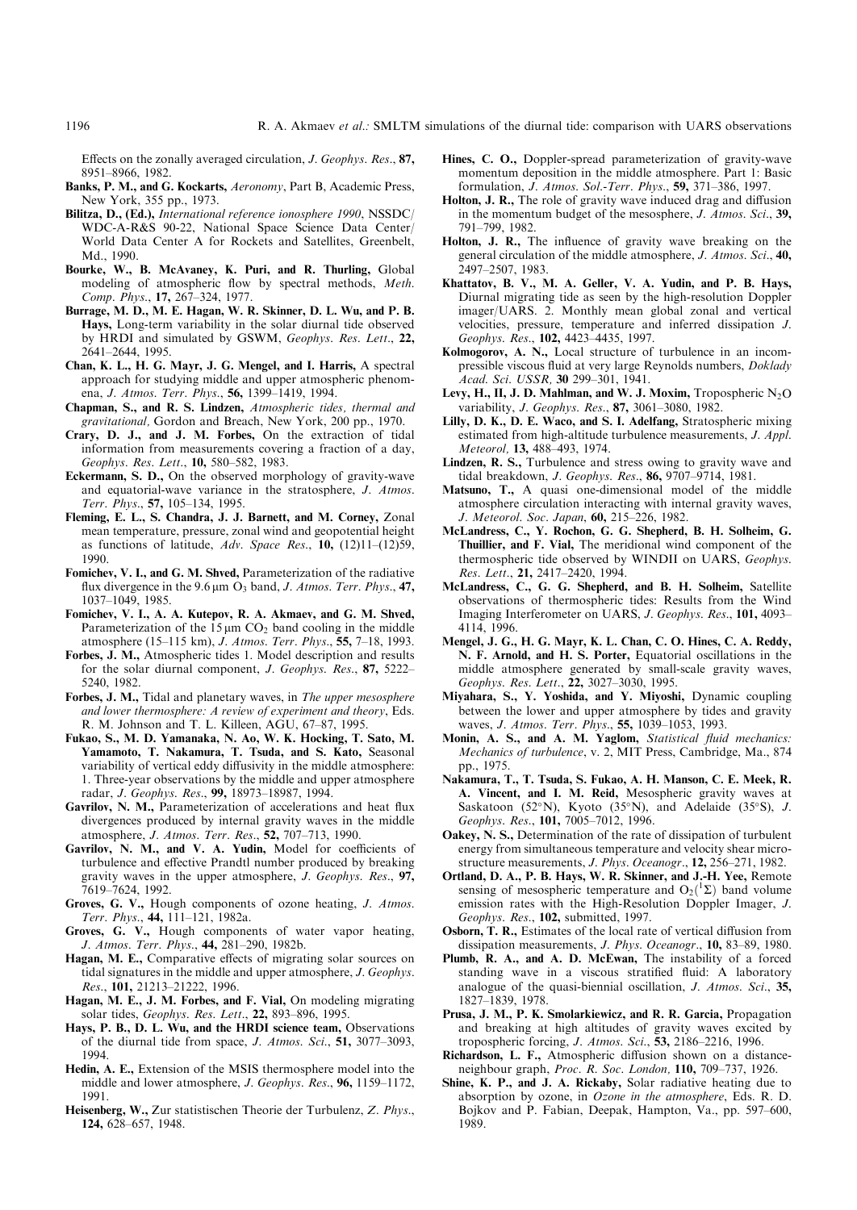Effects on the zonally averaged circulation, *J. Geophys. Res*., **87,** 8951–8966, 1982.

**Banks, P. M., and G. Kockarts,** *Aeronomy*, Part B, Academic Press, New York, 355 pp., 1973.

**Bilitza, D., (Ed.),** *International reference ionosphere 1990*, NSSDC/WDC-A-R&S 90-22, National Space Science Data Center/World Data Center A for Rockets and Satellites, Greenbelt, Md., 1990.

**Bourke, W., B. McAvaney, K. Puri, and R. Thurling,** Global modeling of atmospheric flow by spectral methods, *Meth. Comp. Phys*., **17,** 267–324, 1977.

**Burrage, M. D., M. E. Hagan, W. R. Skinner, D. L. Wu, and P. B. Hays,** Long-term variability in the solar diurnal tide observed by HRDI and simulated by GSWM, *Geophys. Res. Lett*., **22,** 2641–2644, 1995.

**Chan, K. L., H. G. Mayr, J. G. Mengel, and I. Harris,** A spectral approach for studying middle and upper atmospheric phenomena, *J. Atmos. Terr. Phys*., **56,** 1399–1419, 1994.

**Chapman, S., and R. S. Lindzen,** *Atmospheric tides, thermal and gravitational,* Gordon and Breach, New York, 200 pp., 1970.

**Crary, D. J., and J. M. Forbes,** On the extraction of tidal information from measurements covering a fraction of a day, *Geophys. Res. Lett*., **10,** 580–582, 1983.

**Eckermann, S. D.,** On the observed morphology of gravity-wave and equatorial-wave variance in the stratosphere, *J. Atmos. Terr. Phys*., **57,** 105–134, 1995.

**Fleming, E. L., S. Chandra, J. J. Barnett, and M. Corney,** Zonal mean temperature, pressure, zonal wind and geopotential height as functions of latitude, *Adv. Space Res*., **10,** (12)11–(12)59, 1990.

**Fomichev, V. I., and G. M. Shved,** Parameterization of the radiative flux divergence in the 9.6 μm $O_3$ band, *J. Atmos. Terr. Phys*., **47,** 1037–1049, 1985.

**Fomichev, V. I., A. A. Kutepov, R. A. Akmaev, and G. M. Shved,** Parameterization of the 15 μm $CO_2$ band cooling in the middle atmosphere (15–115 km), *J. Atmos. Terr. Phys*., **55,** 7–18, 1993.

**Forbes, J. M.,** Atmospheric tides 1. Model description and results for the solar diurnal component, *J. Geophys. Res*., **87,** 5222–5240, 1982.

**Forbes, J. M.,** Tidal and planetary waves, in *The upper mesosphere and lower thermosphere: A review of experiment and theory*, Eds. R. M. Johnson and T. L. Killeen, AGU, 67–87, 1995.

**Fukao, S., M. D. Yamanaka, N. Ao, W. K. Hocking, T. Sato, M. Yamamoto, T. Nakamura, T. Tsuda, and S. Kato,** Seasonal variability of vertical eddy diffusivity in the middle atmosphere: 1. Three-year observations by the middle and upper atmosphere radar, *J. Geophys. Res*., **99,** 18973–18987, 1994.

**Gavrilov, N. M.,** Parameterization of accelerations and heat flux divergences produced by internal gravity waves in the middle atmosphere, *J. Atmos. Terr. Res*., **52,** 707–713, 1990.

**Gavrilov, N. M., and V. A. Yudin,** Model for coefficients of turbulence and effective Prandtl number produced by breaking gravity waves in the upper atmosphere, *J. Geophys. Res*., **97,** 7619–7624, 1992.

**Groves, G. V.,** Hough components of ozone heating, *J. Atmos. Terr. Phys*., **44,** 111–121, 1982a.

**Groves, G. V.,** Hough components of water vapor heating, *J. Atmos. Terr. Phys*., **44,** 281–290, 1982b.

**Hagan, M. E.,** Comparative effects of migrating solar sources on tidal signatures in the middle and upper atmosphere, *J. Geophys. Res*., **101,** 21213–21222, 1996.

**Hagan, M. E., J. M. Forbes, and F. Vial,** On modeling migrating solar tides, *Geophys. Res. Lett*., **22,** 893–896, 1995.

**Hays, P. B., D. L. Wu, and the HRDI science team,** Observations of the diurnal tide from space, *J. Atmos. Sci*., **51,** 3077–3093, 1994.

**Hedin, A. E.,** Extension of the MSIS thermosphere model into the middle and lower atmosphere, *J. Geophys. Res*., **96,** 1159–1172, 1991.

**Heisenberg, W.,** Zur statistischen Theorie der Turbulenz, *Z. Phys*., **124,** 628–657, 1948.

**Hines, C. O.,** Doppler-spread parameterization of gravity-wave momentum deposition in the middle atmosphere. Part 1: Basic formulation, *J. Atmos. Sol.-Terr. Phys*., **59,** 371–386, 1997.

**Holton, J. R.,** The role of gravity wave induced drag and diffusion in the momentum budget of the mesosphere, *J. Atmos. Sci*., **39,** 791–799, 1982.

**Holton, J. R.,** The influence of gravity wave breaking on the general circulation of the middle atmosphere, *J. Atmos. Sci*., **40,** 2497–2507, 1983.

**Khattatov, B. V., M. A. Geller, V. A. Yudin, and P. B. Hays,** Diurnal migrating tide as seen by the high-resolution Doppler imager/UARS. 2. Monthly mean global zonal and vertical velocities, pressure, temperature and inferred dissipation *J. Geophys. Res*., **102,** 4423–4435, 1997.

**Kolmogorov, A. N.,** Local structure of turbulence in an incompressible viscous fluid at very large Reynolds numbers, *Doklady Acad. Sci. USSR,* **30** 299–301, 1941.

**Levy, H., II, J. D. Mahlman, and W. J. Moxim,** Tropospheric $N_2O$ variability, *J. Geophys. Res*., **87,** 3061–3080, 1982.

**Lilly, D. K., D. E. Waco, and S. I. Adelfang,** Stratospheric mixing estimated from high-altitude turbulence measurements, *J. Appl. Meteorol,* **13,** 488–493, 1974.

**Lindzen, R. S.,** Turbulence and stress owing to gravity wave and tidal breakdown, *J. Geophys. Res*., **86,** 9707–9714, 1981.

**Matsuno, T.,** A quasi one-dimensional model of the middle atmosphere circulation interacting with internal gravity waves, *J. Meteorol. Soc. Japan*, **60,** 215–226, 1982.

**McLandress, C., Y. Rochon, G. G. Shepherd, B. H. Solheim, G. Thuillier, and F. Vial,** The meridional wind component of the thermospheric tide observed by WINDII on UARS, *Geophys. Res. Lett*., **21,** 2417–2420, 1994.

**McLandress, C., G. G. Shepherd, and B. H. Solheim,** Satellite observations of thermospheric tides: Results from the Wind Imaging Interferometer on UARS, *J. Geophys. Res*., **101,** 4093–4114, 1996.

**Mengel, J. G., H. G. Mayr, K. L. Chan, C. O. Hines, C. A. Reddy, N. F. Arnold, and H. S. Porter,** Equatorial oscillations in the middle atmosphere generated by small-scale gravity waves, *Geophys. Res. Lett*., **22,** 3027–3030, 1995.

**Miyahara, S., Y. Yoshida, and Y. Miyoshi,** Dynamic coupling between the lower and upper atmosphere by tides and gravity waves, *J. Atmos. Terr. Phys*., **55,** 1039–1053, 1993.

**Monin, A. S., and A. M. Yaglom,** *Statistical fluid mechanics: Mechanics of turbulence*, v. 2, MIT Press, Cambridge, Ma., 874 pp., 1975.

**Nakamura, T., T. Tsuda, S. Fukao, A. H. Manson, C. E. Meek, R. A. Vincent, and I. M. Reid,** Mesospheric gravity waves at Saskatoon (52°N), Kyoto (35°N), and Adelaide (35°S), *J. Geophys. Res*., **101,** 7005–7012, 1996.

**Oakey, N. S.,** Determination of the rate of dissipation of turbulent energy from simultaneous temperature and velocity shear microstructure measurements, *J. Phys. Oceanogr*., **12,** 256–271, 1982.

**Ortland, D. A., P. B. Hays, W. R. Skinner, and J.-H. Yee,** Remote sensing of mesospheric temperature and $O_2(^1\Sigma)$ band volume emission rates with the High-Resolution Doppler Imager, *J. Geophys. Res*., **102,** submitted, 1997.

**Osborn, T. R.,** Estimates of the local rate of vertical diffusion from dissipation measurements, *J. Phys. Oceanogr*., **10,** 83–89, 1980.

**Plumb, R. A., and A. D. McEwan,** The instability of a forced standing wave in a viscous stratified fluid: A laboratory analogue of the quasi-biennial oscillation, *J. Atmos. Sci*., **35,** 1827–1839, 1978.

**Prusa, J. M., P. K. Smolarkiewicz, and R. R. Garcia,** Propagation and breaking at high altitudes of gravity waves excited by tropospheric forcing, *J. Atmos. Sci*., **53,** 2186–2216, 1996.

**Richardson, L. F.,** Atmospheric diffusion shown on a distance-neighbour graph, *Proc. R. Soc. London,* **110,** 709–737, 1926.

**Shine, K. P., and J. A. Rickaby,** Solar radiative heating due to absorption by ozone, in *Ozone in the atmosphere*, Eds. R. D. Bojkov and P. Fabian, Deepak, Hampton, Va., pp. 597–600, 1989.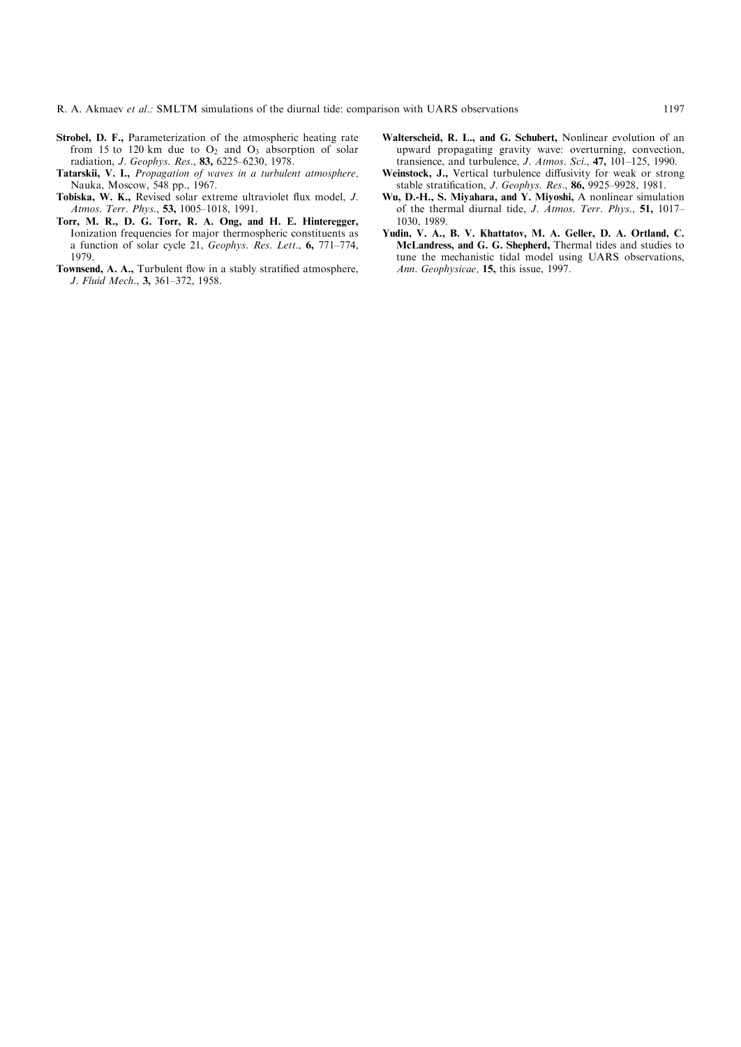**Strobel, D. F.,** Parameterization of the atmospheric heating rate from 15 to 120 km due to $O_2$ and $O_3$ absorption of solar radiation, *J. Geophys. Res.*, **83,** 6225–6230, 1978.

**Tatarskii, V. I.,** *Propagation of waves in a turbulent atmosphere,* Nauka, Moscow, 548 pp., 1967.

**Tobiska, W. K.,** Revised solar extreme ultraviolet flux model, *J. Atmos. Terr. Phys.*, **53,** 1005–1018, 1991.

**Torr, M. R., D. G. Torr, R. A. Ong, and H. E. Hinteregger,** Ionization frequencies for major thermospheric constituents as a function of solar cycle 21, *Geophys. Res. Lett.*, **6,** 771–774, 1979.

**Townsend, A. A.,** Turbulent flow in a stably stratified atmosphere, *J. Fluid Mech.*, **3,** 361–372, 1958.

**Walterscheid, R. L., and G. Schubert,** Nonlinear evolution of an upward propagating gravity wave: overturning, convection, transience, and turbulence, *J. Atmos. Sci.*, **47,** 101–125, 1990.

**Weinstock, J.,** Vertical turbulence diffusivity for weak or strong stable stratification, *J. Geophys. Res.*, **86,** 9925–9928, 1981.

**Wu, D.-H., S. Miyahara, and Y. Miyoshi,** A nonlinear simulation of the thermal diurnal tide, *J. Atmos. Terr. Phys.*, **51,** 1017–1030, 1989.

**Yudin, V. A., B. V. Khattatov, M. A. Geller, D. A. Ortland, C. McLandress, and G. G. Shepherd,** Thermal tides and studies to tune the mechanistic tidal model using UARS observations, *Ann. Geophysicae,* **15,** this issue, 1997.